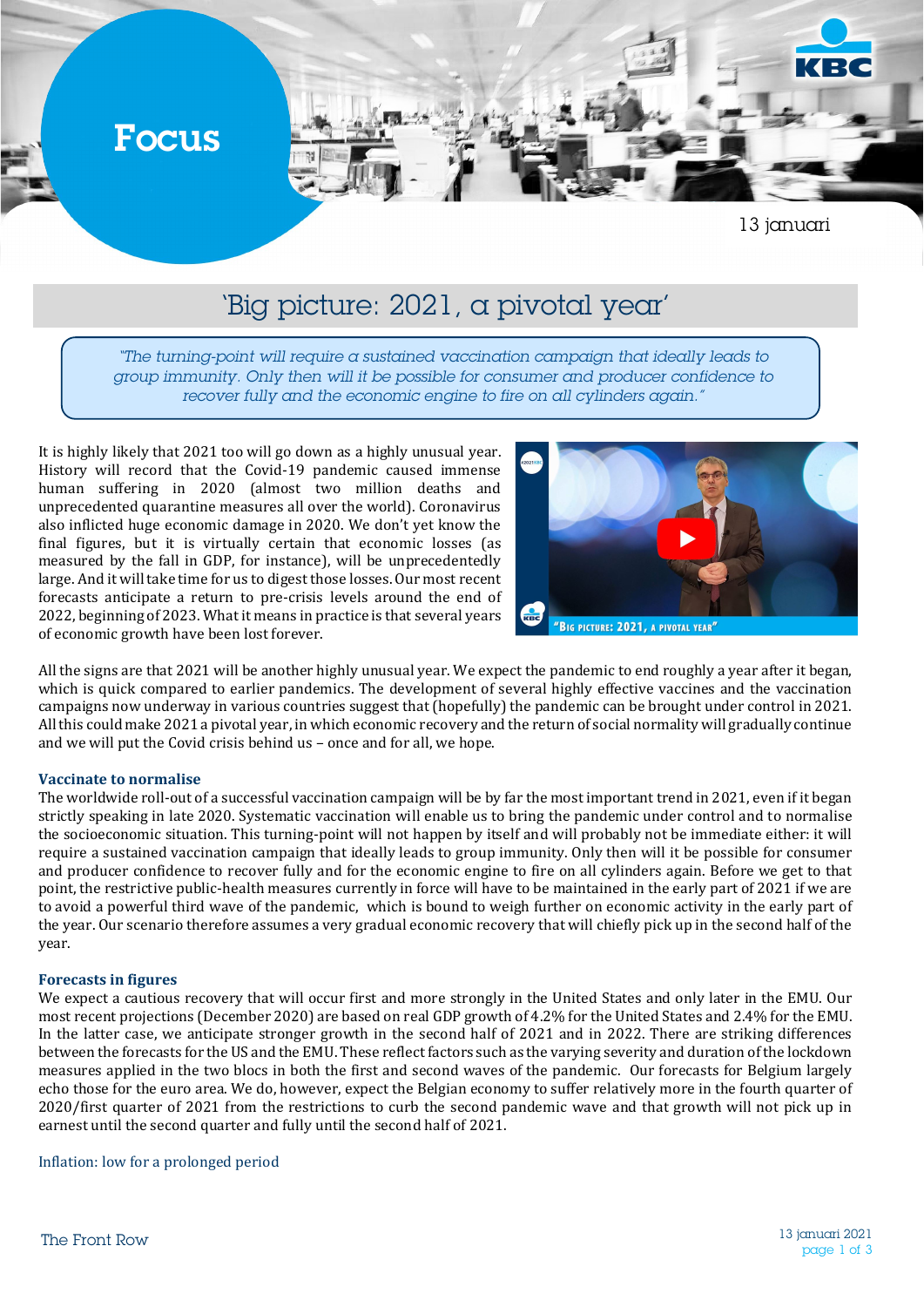Focus

13 januari

# 'Big picture: 2021, a pivotal year'

> *"The turning-point will require a sustained vaccination campaign that ideally leads to group immunity. Only then will it be possible for consumer and producer confidence to recover fully and the economic engine to fire on all cylinders again."*

It is highly likely that 2021 too will go down as a highly unusual year. History will record that the Covid-19 pandemic caused immense human suffering in 2020 (almost two million deaths and unprecedented quarantine measures all over the world). Coronavirus also inflicted huge economic damage in 2020. We don't yet know the final figures, but it is virtually certain that economic losses (as measured by the fall in GDP, for instance), will be unprecedentedly large. And it will take time for us to digest those losses. Our most recent forecasts anticipate a return to pre-crisis levels around the end of 2022, beginning of 2023. What it means in practice is that several years of economic growth have been lost forever.

All the signs are that 2021 will be another highly unusual year. We expect the pandemic to end roughly a year after it began, which is quick compared to earlier pandemics. The development of several highly effective vaccines and the vaccination campaigns now underway in various countries suggest that (hopefully) the pandemic can be brought under control in 2021. All this could make 2021 a pivotal year, in which economic recovery and the return of social normality will gradually continue and we will put the Covid crisis behind us – once and for all, we hope.

### Vaccinate to normalise

The worldwide roll-out of a successful vaccination campaign will be by far the most important trend in 2021, even if it began strictly speaking in late 2020. Systematic vaccination will enable us to bring the pandemic under control and to normalise the socioeconomic situation. This turning-point will not happen by itself and will probably not be immediate either: it will require a sustained vaccination campaign that ideally leads to group immunity. Only then will it be possible for consumer and producer confidence to recover fully and for the economic engine to fire on all cylinders again. Before we get to that point, the restrictive public-health measures currently in force will have to be maintained in the early part of 2021 if we are to avoid a powerful third wave of the pandemic, which is bound to weigh further on economic activity in the early part of the year. Our scenario therefore assumes a very gradual economic recovery that will chiefly pick up in the second half of the year.

### Forecasts in figures

We expect a cautious recovery that will occur first and more strongly in the United States and only later in the EMU. Our most recent projections (December 2020) are based on real GDP growth of 4.2% for the United States and 2.4% for the EMU. In the latter case, we anticipate stronger growth in the second half of 2021 and in 2022. There are striking differences between the forecasts for the US and the EMU. These reflect factors such as the varying severity and duration of the lockdown measures applied in the two blocs in both the first and second waves of the pandemic. Our forecasts for Belgium largely echo those for the euro area. We do, however, expect the Belgian economy to suffer relatively more in the fourth quarter of 2020/first quarter of 2021 from the restrictions to curb the second pandemic wave and that growth will not pick up in earnest until the second quarter and fully until the second half of 2021.

### Inflation: low for a prolonged period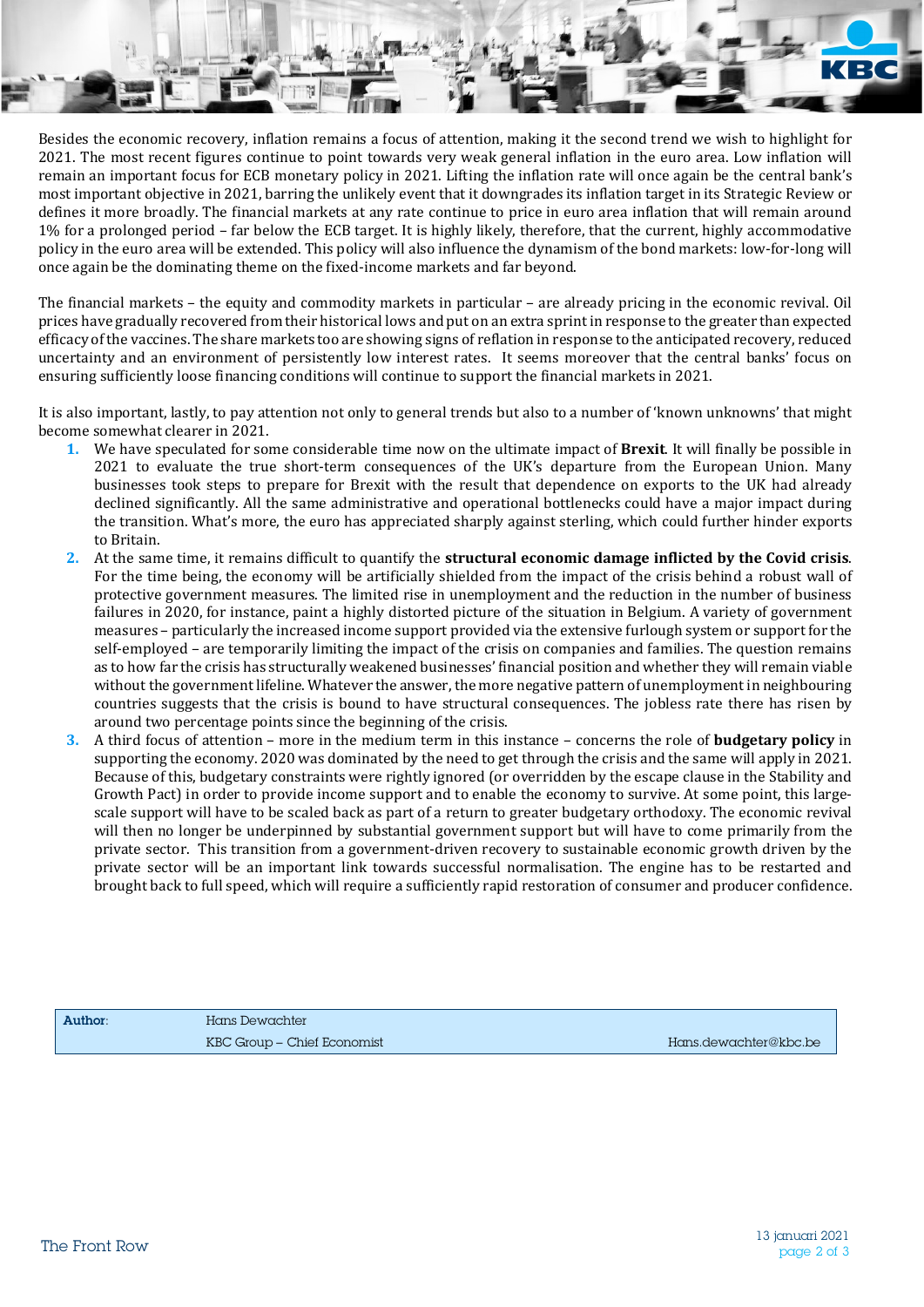Besides the economic recovery, inflation remains a focus of attention, making it the second trend we wish to highlight for 2021. The most recent figures continue to point towards very weak general inflation in the euro area. Low inflation will remain an important focus for ECB monetary policy in 2021. Lifting the inflation rate will once again be the central bank's most important objective in 2021, barring the unlikely event that it downgrades its inflation target in its Strategic Review or defines it more broadly. The financial markets at any rate continue to price in euro area inflation that will remain around 1% for a prolonged period – far below the ECB target. It is highly likely, therefore, that the current, highly accommodative policy in the euro area will be extended. This policy will also influence the dynamism of the bond markets: low-for-long will once again be the dominating theme on the fixed-income markets and far beyond.

The financial markets – the equity and commodity markets in particular – are already pricing in the economic revival. Oil prices have gradually recovered from their historical lows and put on an extra sprint in response to the greater than expected efficacy of the vaccines. The share markets too are showing signs of reflation in response to the anticipated recovery, reduced uncertainty and an environment of persistently low interest rates. It seems moreover that the central banks' focus on ensuring sufficiently loose financing conditions will continue to support the financial markets in 2021.

It is also important, lastly, to pay attention not only to general trends but also to a number of 'known unknowns' that might become somewhat clearer in 2021.

1. We have speculated for some considerable time now on the ultimate impact of **Brexit**. It will finally be possible in 2021 to evaluate the true short-term consequences of the UK's departure from the European Union. Many businesses took steps to prepare for Brexit with the result that dependence on exports to the UK had already declined significantly. All the same administrative and operational bottlenecks could have a major impact during the transition. What's more, the euro has appreciated sharply against sterling, which could further hinder exports to Britain.
2. At the same time, it remains difficult to quantify the **structural economic damage inflicted by the Covid crisis**. For the time being, the economy will be artificially shielded from the impact of the crisis behind a robust wall of protective government measures. The limited rise in unemployment and the reduction in the number of business failures in 2020, for instance, paint a highly distorted picture of the situation in Belgium. A variety of government measures – particularly the increased income support provided via the extensive furlough system or support for the self-employed – are temporarily limiting the impact of the crisis on companies and families. The question remains as to how far the crisis has structurally weakened businesses' financial position and whether they will remain viable without the government lifeline. Whatever the answer, the more negative pattern of unemployment in neighbouring countries suggests that the crisis is bound to have structural consequences. The jobless rate there has risen by around two percentage points since the beginning of the crisis.
3. A third focus of attention – more in the medium term in this instance – concerns the role of **budgetary policy** in supporting the economy. 2020 was dominated by the need to get through the crisis and the same will apply in 2021. Because of this, budgetary constraints were rightly ignored (or overridden by the escape clause in the Stability and Growth Pact) in order to provide income support and to enable the economy to survive. At some point, this large-scale support will have to be scaled back as part of a return to greater budgetary orthodoxy. The economic revival will then no longer be underpinned by substantial government support but will have to come primarily from the private sector. This transition from a government-driven recovery to sustainable economic growth driven by the private sector will be an important link towards successful normalisation. The engine has to be restarted and brought back to full speed, which will require a sufficiently rapid restoration of consumer and producer confidence.

| **Author**: | Hans Dewachter | |
|---|---|---|
| | KBC Group – Chief Economist | Hans.dewachter@kbc.be |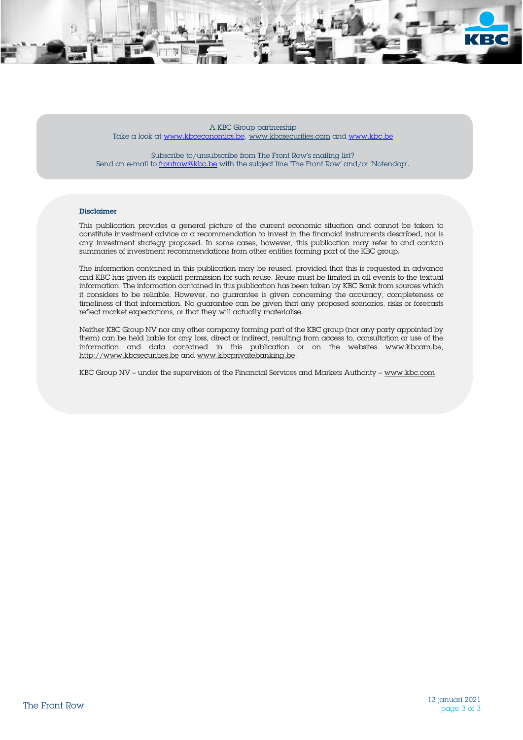A KBC Group partnership
Take a look at www.kbceconomics.be, www.kbcsecurities.com and www.kbc.be

Subscribe to/unsubscribe from The Front Row's mailing list?
Send an e-mail to frontrow@kbc.be with the subject line 'The Front Row' and/or 'Notendop'.

### Disclaimer

This publication provides a general picture of the current economic situation and cannot be taken to constitute investment advice or a recommendation to invest in the financial instruments described, nor is any investment strategy proposed. In some cases, however, this publication may refer to and contain summaries of investment recommendations from other entities forming part of the KBC group.

The information contained in this publication may be reused, provided that this is requested in advance and KBC has given its explicit permission for such reuse. Reuse must be limited in all events to the textual information. The information contained in this publication has been taken by KBC Bank from sources which it considers to be reliable. However, no guarantee is given concerning the accuracy, completeness or timeliness of that information. No guarantee can be given that any proposed scenarios, risks or forecasts reflect market expectations, or that they will actually materialise.

Neither KBC Group NV nor any other company forming part of the KBC group (nor any party appointed by them) can be held liable for any loss, direct or indirect, resulting from access to, consultation or use of the information and data contained in this publication or on the websites www.kbcam.be, http://www.kbcsecurities.be and www.kbcprivatebanking.be.

KBC Group NV – under the supervision of the Financial Services and Markets Authority – www.kbc.com